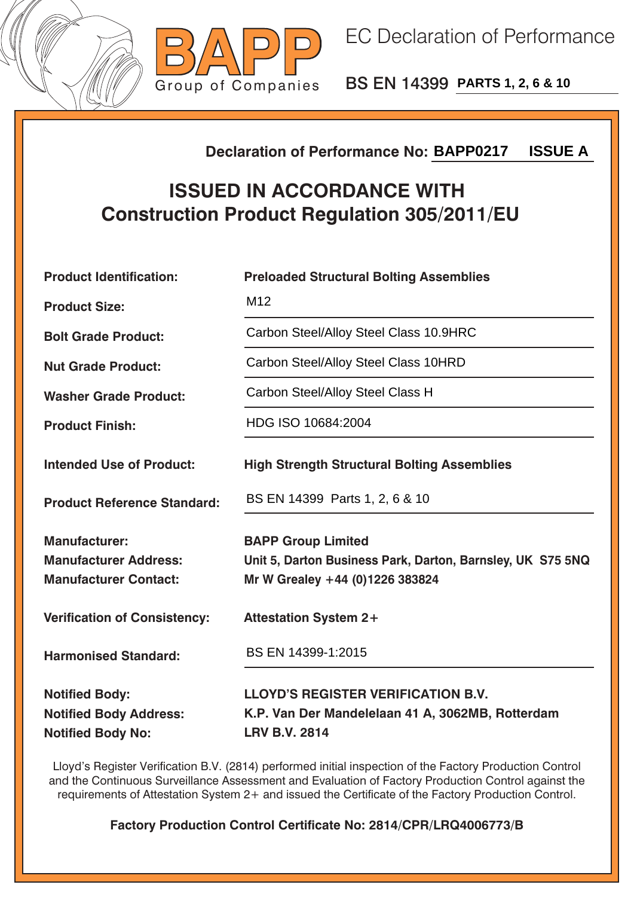**BAPP**
Group of Companies

# EC Declaration of Performance

## BS EN 14399 PARTS 1, 2, 6 & 10

**Declaration of Performance No: BAPP0217 ISSUE A**

## ISSUED IN ACCORDANCE WITH
## Construction Product Regulation 305/2011/EU

| | |
|---|---|
| **Product Identification:** | **Preloaded Structural Bolting Assemblies** |
| **Product Size:** | M12 |
| **Bolt Grade Product:** | Carbon Steel/Alloy Steel Class 10.9HRC |
| **Nut Grade Product:** | Carbon Steel/Alloy Steel Class 10HRD |
| **Washer Grade Product:** | Carbon Steel/Alloy Steel Class H |
| **Product Finish:** | HDG ISO 10684:2004 |
| **Intended Use of Product:** | **High Strength Structural Bolting Assemblies** |
| **Product Reference Standard:** | BS EN 14399 Parts 1, 2, 6 & 10 |
| **Manufacturer:** | **BAPP Group Limited** |
| **Manufacturer Address:** | **Unit 5, Darton Business Park, Darton, Barnsley, UK S75 5NQ** |
| **Manufacturer Contact:** | **Mr W Grealey +44 (0)1226 383824** |
| **Verification of Consistency:** | **Attestation System 2+** |
| **Harmonised Standard:** | BS EN 14399-1:2015 |
| **Notified Body:** | **LLOYD'S REGISTER VERIFICATION B.V.** |
| **Notified Body Address:** | **K.P. Van Der Mandelelaan 41 A, 3062MB, Rotterdam** |
| **Notified Body No:** | **LRV B.V. 2814** |

Lloyd's Register Verification B.V. (2814) performed initial inspection of the Factory Production Control and the Continuous Surveillance Assessment and Evaluation of Factory Production Control against the requirements of Attestation System 2+ and issued the Certificate of the Factory Production Control.

**Factory Production Control Certificate No: 2814/CPR/LRQ4006773/B**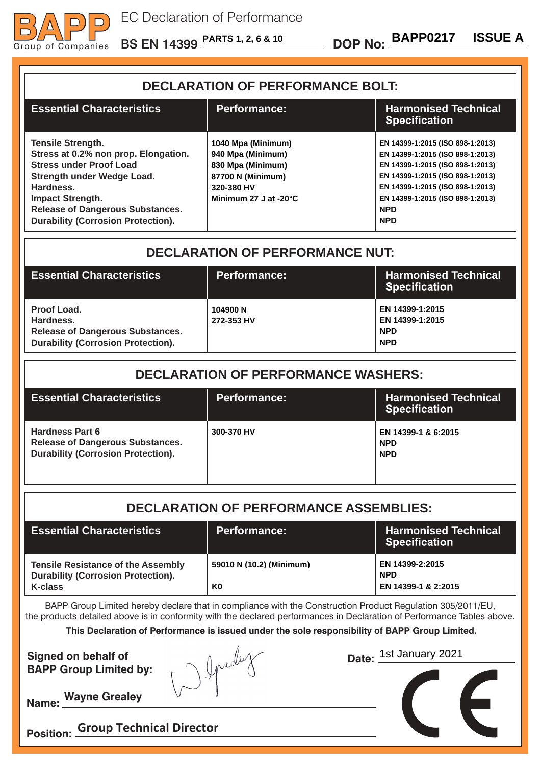BAPP Group of Companies

EC Declaration of Performance

BS EN 14399 PARTS 1, 2, 6 & 10 DOP No: BAPP0217 ISSUE A

## DECLARATION OF PERFORMANCE BOLT:

| Essential Characteristics | Performance: | Harmonised Technical Specification |
|---|---|---|
| Tensile Strength. | 1040 Mpa (Minimum) | EN 14399-1:2015 (ISO 898-1:2013) |
| Stress at 0.2% non prop. Elongation. | 940 Mpa (Minimum) | EN 14399-1:2015 (ISO 898-1:2013) |
| Stress under Proof Load | 830 Mpa (Minimum) | EN 14399-1:2015 (ISO 898-1:2013) |
| Strength under Wedge Load. | 87700 N (Minimum) | EN 14399-1:2015 (ISO 898-1:2013) |
| Hardness. | 320-380 HV | EN 14399-1:2015 (ISO 898-1:2013) |
| Impact Strength. | Minimum 27 J at -20°C | EN 14399-1:2015 (ISO 898-1:2013) |
| Release of Dangerous Substances. | | NPD |
| Durability (Corrosion Protection). | | NPD |

## DECLARATION OF PERFORMANCE NUT:

| Essential Characteristics | Performance: | Harmonised Technical Specification |
|---|---|---|
| Proof Load. | 104900 N | EN 14399-1:2015 |
| Hardness. | 272-353 HV | EN 14399-1:2015 |
| Release of Dangerous Substances. | | NPD |
| Durability (Corrosion Protection). | | NPD |

## DECLARATION OF PERFORMANCE WASHERS:

| Essential Characteristics | Performance: | Harmonised Technical Specification |
|---|---|---|
| Hardness Part 6 | 300-370 HV | EN 14399-1 & 6:2015 |
| Release of Dangerous Substances. | | NPD |
| Durability (Corrosion Protection). | | NPD |

## DECLARATION OF PERFORMANCE ASSEMBLIES:

| Essential Characteristics | Performance: | Harmonised Technical Specification |
|---|---|---|
| Tensile Resistance of the Assembly | 59010 N (10.2) (Minimum) | EN 14399-2:2015 |
| Durability (Corrosion Protection). | | NPD |
| K-class | K0 | EN 14399-1 & 2:2015 |

BAPP Group Limited hereby declare that in compliance with the Construction Product Regulation 305/2011/EU, the products detailed above is in conformity with the declared performances in Declaration of Performance Tables above.

**This Declaration of Performance is issued under the sole responsibility of BAPP Group Limited.**

**Signed on behalf of BAPP Group Limited by:**

**Date:** 1st January 2021

**Name:** Wayne Grealey

**Position:** Group Technical Director

CE